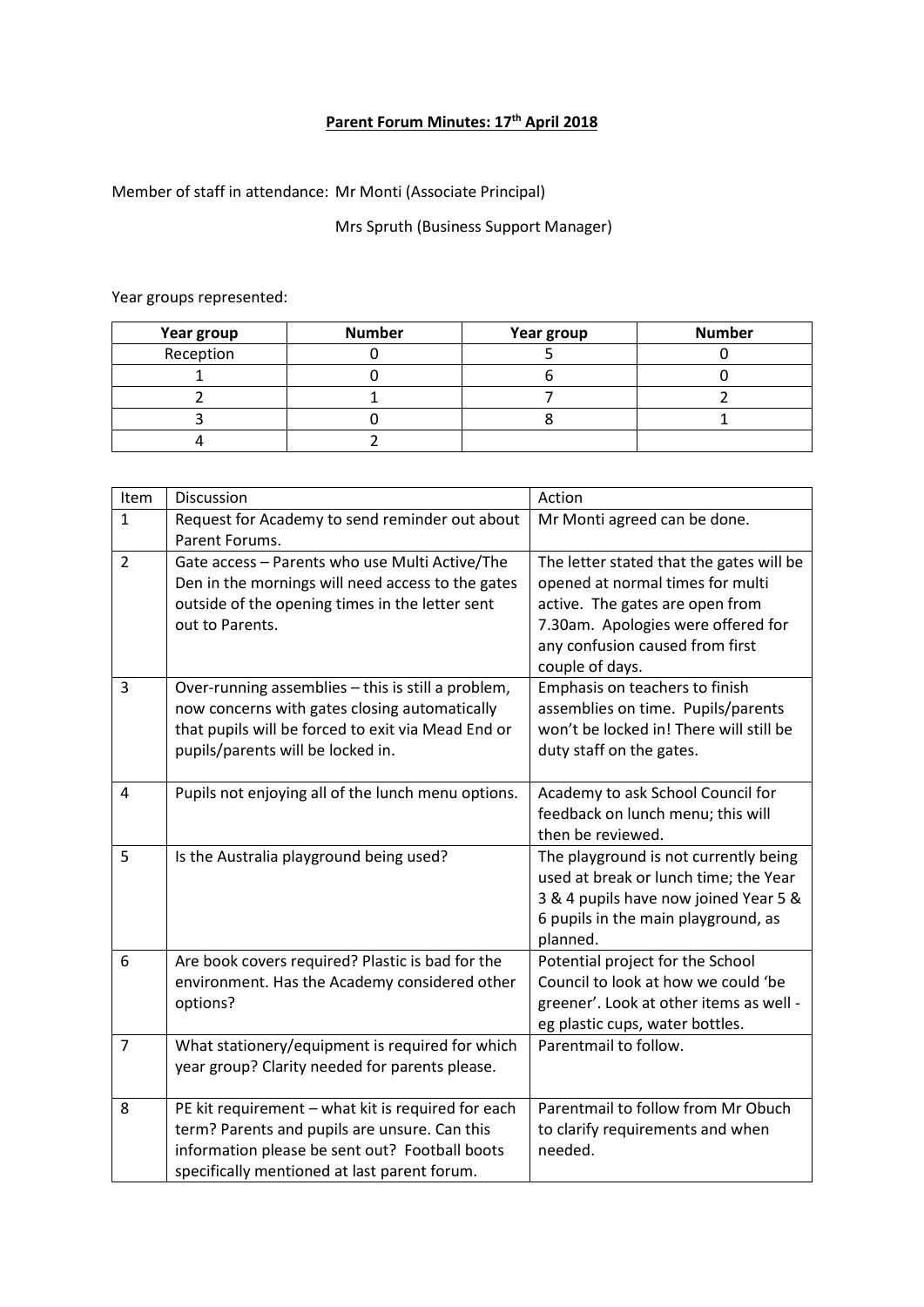# **Parent Forum Minutes: 17th April 2018**

Member of staff in attendance: Mr Monti (Associate Principal)

Mrs Spruth (Business Support Manager)

Year groups represented:

| Year group | Number | Year group | Number |
|---|---|---|---|
| Reception | 0 | 5 | 0 |
| 1 | 0 | 6 | 0 |
| 2 | 1 | 7 | 2 |
| 3 | 0 | 8 | 1 |
| 4 | 2 | | |

| Item | Discussion | Action |
|---|---|---|
| 1 | Request for Academy to send reminder out about Parent Forums. | Mr Monti agreed can be done. |
| 2 | Gate access – Parents who use Multi Active/The Den in the mornings will need access to the gates outside of the opening times in the letter sent out to Parents. | The letter stated that the gates will be opened at normal times for multi active. The gates are open from 7.30am. Apologies were offered for any confusion caused from first couple of days. |
| 3 | Over-running assemblies – this is still a problem, now concerns with gates closing automatically that pupils will be forced to exit via Mead End or pupils/parents will be locked in. | Emphasis on teachers to finish assemblies on time. Pupils/parents won't be locked in! There will still be duty staff on the gates. |
| 4 | Pupils not enjoying all of the lunch menu options. | Academy to ask School Council for feedback on lunch menu; this will then be reviewed. |
| 5 | Is the Australia playground being used? | The playground is not currently being used at break or lunch time; the Year 3 & 4 pupils have now joined Year 5 & 6 pupils in the main playground, as planned. |
| 6 | Are book covers required? Plastic is bad for the environment. Has the Academy considered other options? | Potential project for the School Council to look at how we could 'be greener'. Look at other items as well - eg plastic cups, water bottles. |
| 7 | What stationery/equipment is required for which year group? Clarity needed for parents please. | Parentmail to follow. |
| 8 | PE kit requirement – what kit is required for each term? Parents and pupils are unsure. Can this information please be sent out? Football boots specifically mentioned at last parent forum. | Parentmail to follow from Mr Obuch to clarify requirements and when needed. |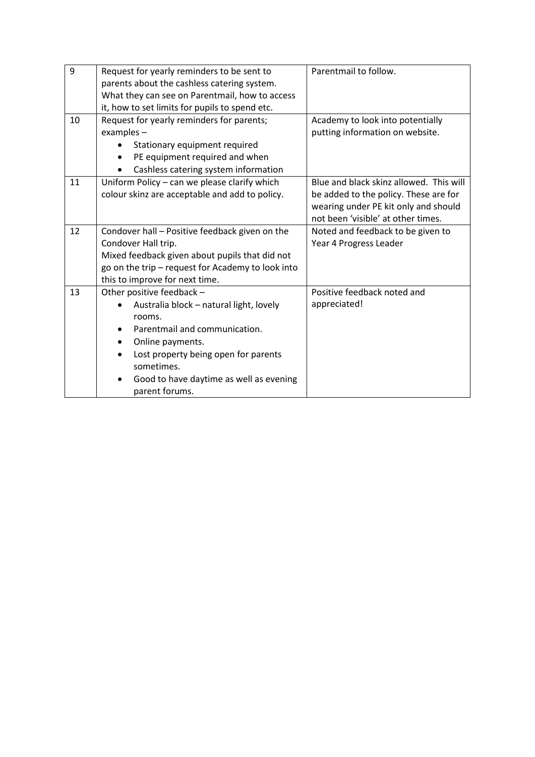| | | |
|---|---|---|
| 9 | Request for yearly reminders to be sent to parents about the cashless catering system. What they can see on Parentmail, how to access it, how to set limits for pupils to spend etc. | Parentmail to follow. |
| 10 | Request for yearly reminders for parents; examples – <br>• Stationary equipment required <br>• PE equipment required and when <br>• Cashless catering system information | Academy to look into potentially putting information on website. |
| 11 | Uniform Policy – can we please clarify which colour skinz are acceptable and add to policy. | Blue and black skinz allowed. This will be added to the policy. These are for wearing under PE kit only and should not been 'visible' at other times. |
| 12 | Condover hall – Positive feedback given on the Condover Hall trip.<br>Mixed feedback given about pupils that did not go on the trip – request for Academy to look into this to improve for next time. | Noted and feedback to be given to Year 4 Progress Leader |
| 13 | Other positive feedback – <br>• Australia block – natural light, lovely rooms.<br>• Parentmail and communication.<br>• Online payments.<br>• Lost property being open for parents sometimes.<br>• Good to have daytime as well as evening parent forums. | Positive feedback noted and appreciated! |